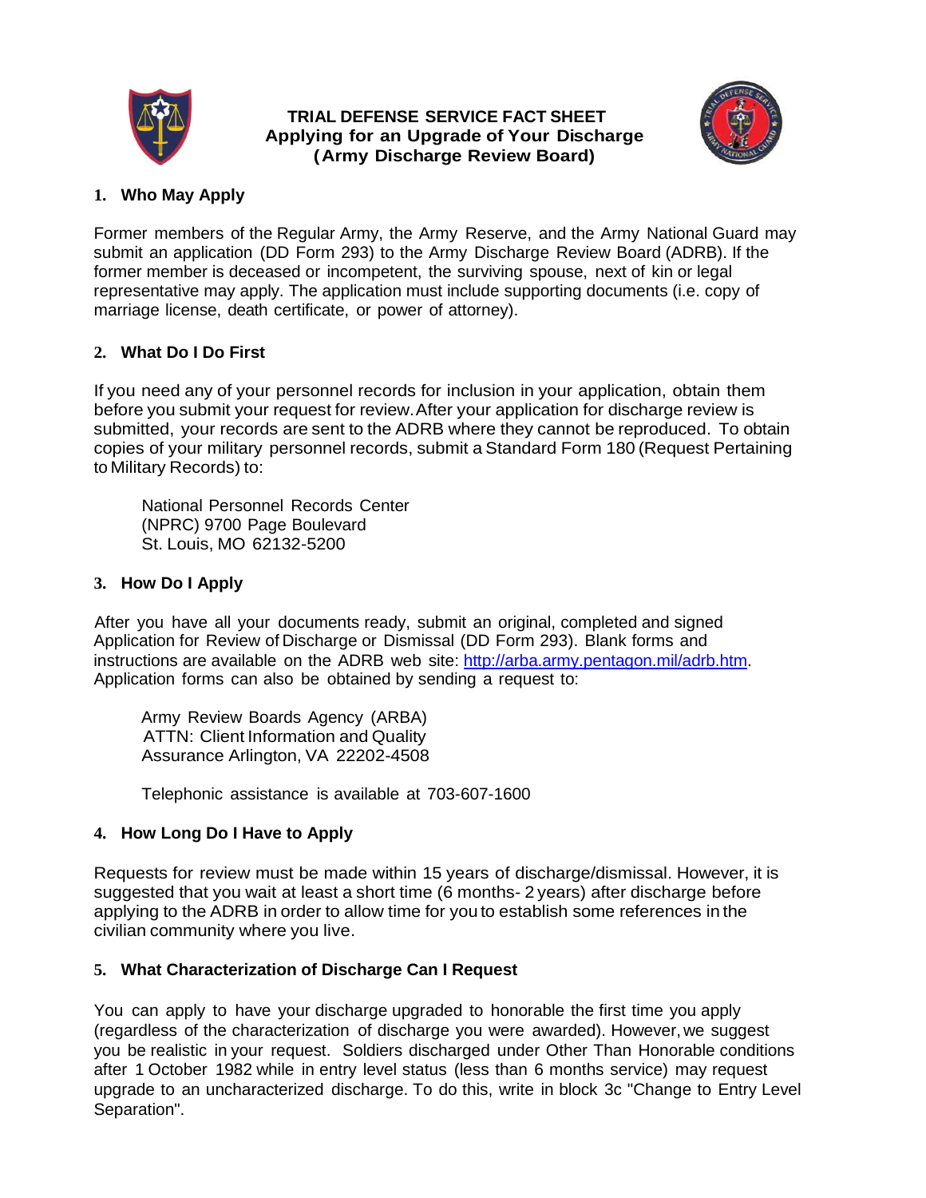# TRIAL DEFENSE SERVICE FACT SHEET
## Applying for an Upgrade of Your Discharge
## (Army Discharge Review Board)

### 1. Who May Apply

Former members of the Regular Army, the Army Reserve, and the Army National Guard may submit an application (DD Form 293) to the Army Discharge Review Board (ADRB). If the former member is deceased or incompetent, the surviving spouse, next of kin or legal representative may apply. The application must include supporting documents (i.e. copy of marriage license, death certificate, or power of attorney).

### 2. What Do I Do First

If you need any of your personnel records for inclusion in your application, obtain them before you submit your request for review. After your application for discharge review is submitted, your records are sent to the ADRB where they cannot be reproduced. To obtain copies of your military personnel records, submit a Standard Form 180 (Request Pertaining to Military Records) to:

National Personnel Records Center  
(NPRC) 9700 Page Boulevard  
St. Louis, MO 62132-5200

### 3. How Do I Apply

After you have all your documents ready, submit an original, completed and signed Application for Review of Discharge or Dismissal (DD Form 293). Blank forms and instructions are available on the ADRB web site: [http://arba.army.pentagon.mil/adrb.htm](http://arba.army.pentagon.mil/adrb.htm). Application forms can also be obtained by sending a request to:

Army Review Boards Agency (ARBA)  
ATTN: Client Information and Quality  
Assurance Arlington, VA 22202-4508

Telephonic assistance is available at 703-607-1600

### 4. How Long Do I Have to Apply

Requests for review must be made within 15 years of discharge/dismissal. However, it is suggested that you wait at least a short time (6 months- 2 years) after discharge before applying to the ADRB in order to allow time for you to establish some references in the civilian community where you live.

### 5. What Characterization of Discharge Can I Request

You can apply to have your discharge upgraded to honorable the first time you apply (regardless of the characterization of discharge you were awarded). However, we suggest you be realistic in your request. Soldiers discharged under Other Than Honorable conditions after 1 October 1982 while in entry level status (less than 6 months service) may request upgrade to an uncharacterized discharge. To do this, write in block 3c "Change to Entry Level Separation".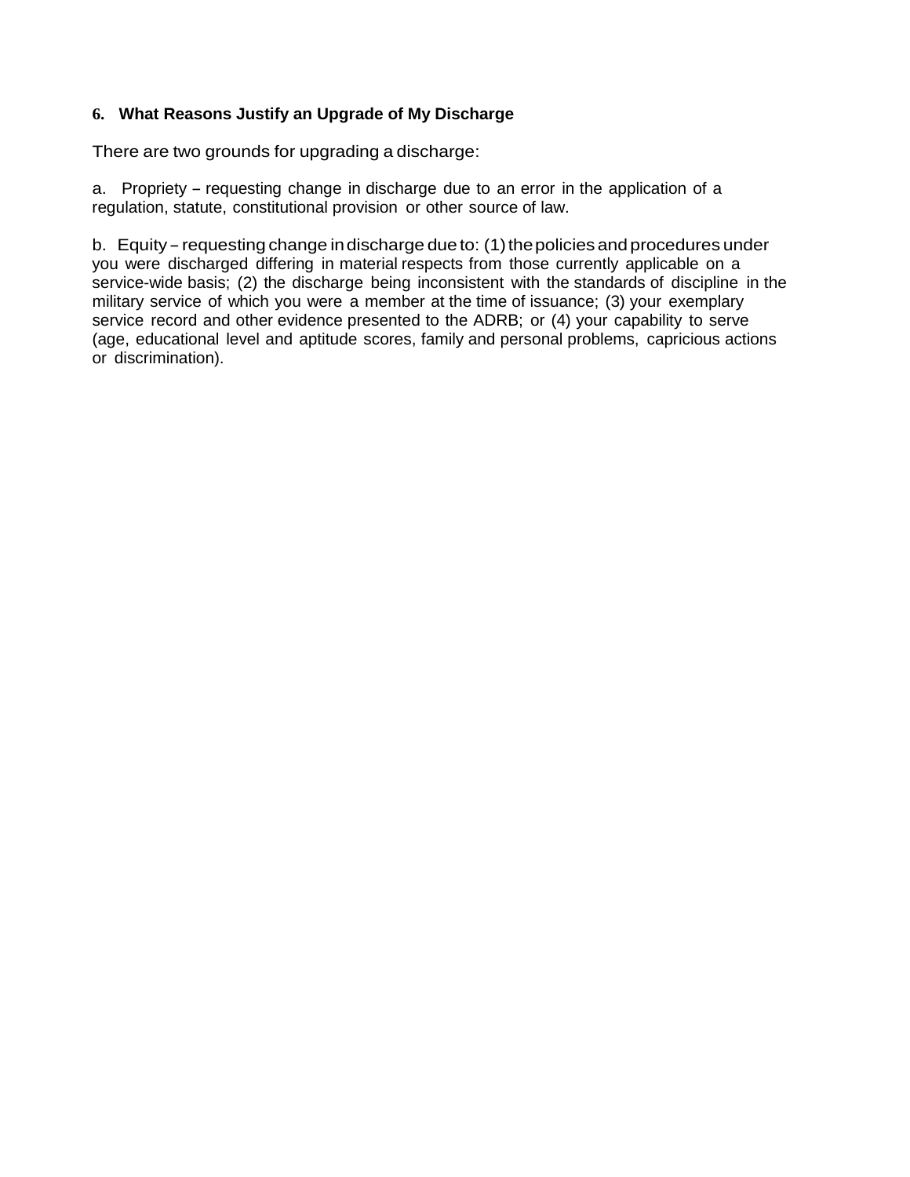**6. What Reasons Justify an Upgrade of My Discharge**

There are two grounds for upgrading a discharge:

a. Propriety – requesting change in discharge due to an error in the application of a regulation, statute, constitutional provision or other source of law.

b. Equity – requesting change in discharge due to: (1) the policies and procedures under you were discharged differing in material respects from those currently applicable on a service-wide basis; (2) the discharge being inconsistent with the standards of discipline in the military service of which you were a member at the time of issuance; (3) your exemplary service record and other evidence presented to the ADRB; or (4) your capability to serve (age, educational level and aptitude scores, family and personal problems, capricious actions or discrimination).